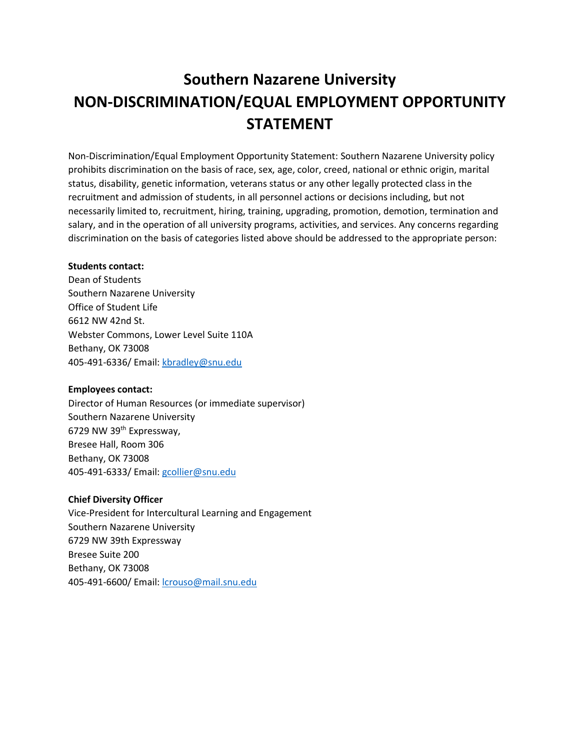# Southern Nazarene University NON-DISCRIMINATION/EQUAL EMPLOYMENT OPPORTUNITY STATEMENT

Non-Discrimination/Equal Employment Opportunity Statement: Southern Nazarene University policy prohibits discrimination on the basis of race, sex, age, color, creed, national or ethnic origin, marital status, disability, genetic information, veterans status or any other legally protected class in the recruitment and admission of students, in all personnel actions or decisions including, but not necessarily limited to, recruitment, hiring, training, upgrading, promotion, demotion, termination and salary, and in the operation of all university programs, activities, and services. Any concerns regarding discrimination on the basis of categories listed above should be addressed to the appropriate person:

**Students contact:**
Dean of Students
Southern Nazarene University
Office of Student Life
6612 NW 42nd St.
Webster Commons, Lower Level Suite 110A
Bethany, OK 73008
405-491-6336/ Email: kbradley@snu.edu

**Employees contact:**
Director of Human Resources (or immediate supervisor)
Southern Nazarene University
6729 NW 39th Expressway,
Bresee Hall, Room 306
Bethany, OK 73008
405-491-6333/ Email: gcollier@snu.edu

**Chief Diversity Officer**
Vice-President for Intercultural Learning and Engagement
Southern Nazarene University
6729 NW 39th Expressway
Bresee Suite 200
Bethany, OK 73008
405-491-6600/ Email: lcrouso@mail.snu.edu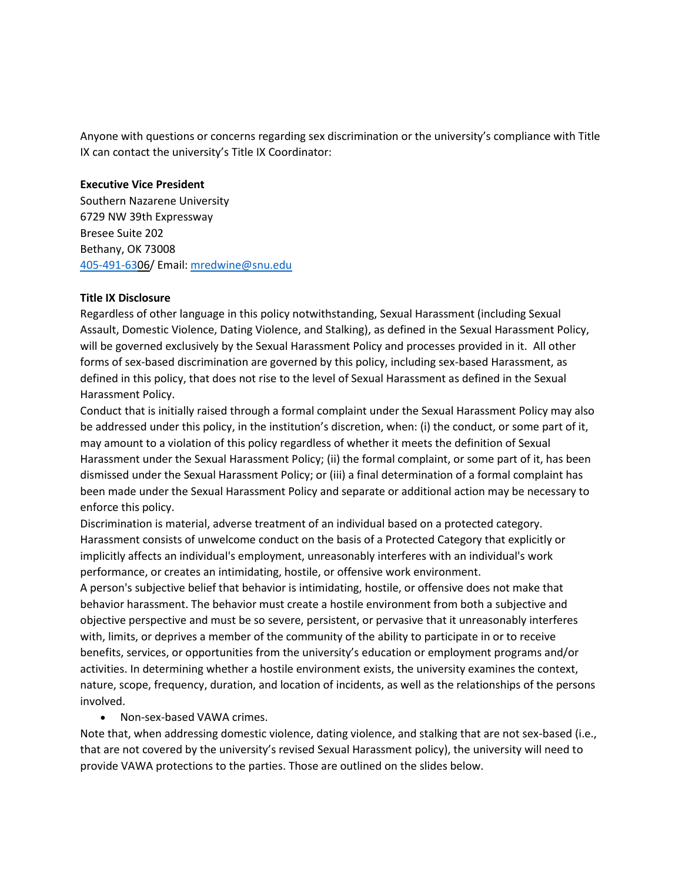Anyone with questions or concerns regarding sex discrimination or the university's compliance with Title IX can contact the university's Title IX Coordinator:

**Executive Vice President**
Southern Nazarene University
6729 NW 39th Expressway
Bresee Suite 202
Bethany, OK 73008
405-491-6306/ Email: mredwine@snu.edu

**Title IX Disclosure**

Regardless of other language in this policy notwithstanding, Sexual Harassment (including Sexual Assault, Domestic Violence, Dating Violence, and Stalking), as defined in the Sexual Harassment Policy, will be governed exclusively by the Sexual Harassment Policy and processes provided in it. All other forms of sex-based discrimination are governed by this policy, including sex-based Harassment, as defined in this policy, that does not rise to the level of Sexual Harassment as defined in the Sexual Harassment Policy.

Conduct that is initially raised through a formal complaint under the Sexual Harassment Policy may also be addressed under this policy, in the institution's discretion, when: (i) the conduct, or some part of it, may amount to a violation of this policy regardless of whether it meets the definition of Sexual Harassment under the Sexual Harassment Policy; (ii) the formal complaint, or some part of it, has been dismissed under the Sexual Harassment Policy; or (iii) a final determination of a formal complaint has been made under the Sexual Harassment Policy and separate or additional action may be necessary to enforce this policy.

Discrimination is material, adverse treatment of an individual based on a protected category.

Harassment consists of unwelcome conduct on the basis of a Protected Category that explicitly or implicitly affects an individual's employment, unreasonably interferes with an individual's work performance, or creates an intimidating, hostile, or offensive work environment.

A person's subjective belief that behavior is intimidating, hostile, or offensive does not make that behavior harassment. The behavior must create a hostile environment from both a subjective and objective perspective and must be so severe, persistent, or pervasive that it unreasonably interferes with, limits, or deprives a member of the community of the ability to participate in or to receive benefits, services, or opportunities from the university's education or employment programs and/or activities. In determining whether a hostile environment exists, the university examines the context, nature, scope, frequency, duration, and location of incidents, as well as the relationships of the persons involved.

- Non-sex-based VAWA crimes.

Note that, when addressing domestic violence, dating violence, and stalking that are not sex-based (i.e., that are not covered by the university's revised Sexual Harassment policy), the university will need to provide VAWA protections to the parties. Those are outlined on the slides below.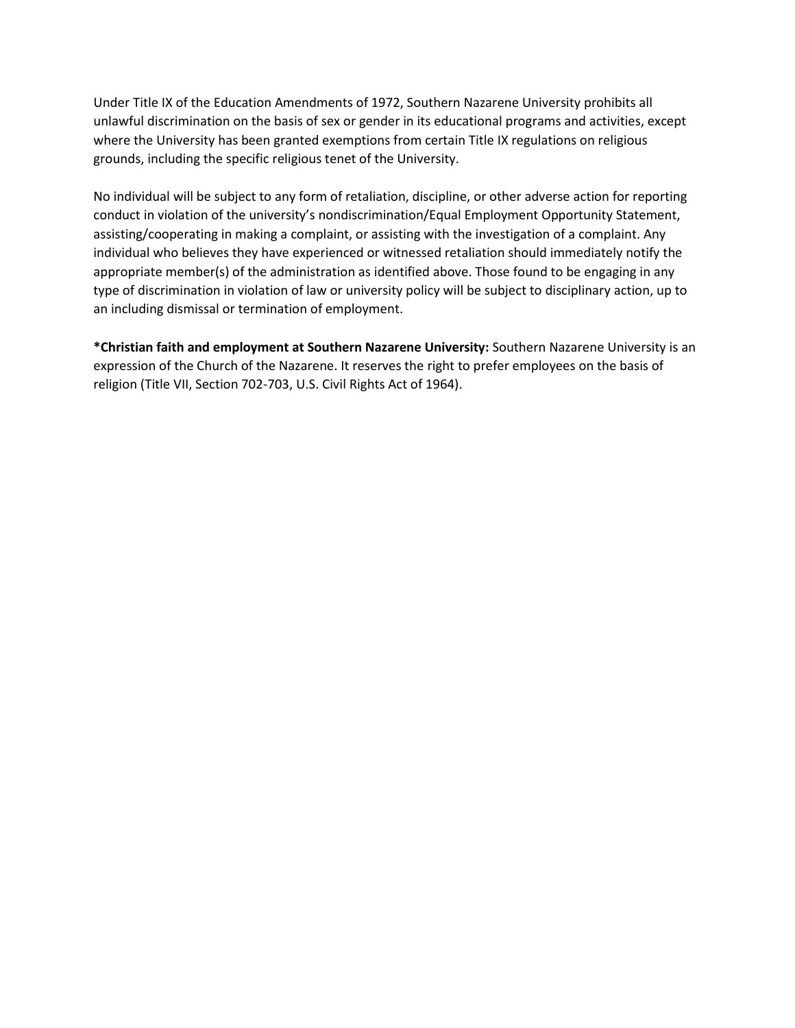Under Title IX of the Education Amendments of 1972, Southern Nazarene University prohibits all unlawful discrimination on the basis of sex or gender in its educational programs and activities, except where the University has been granted exemptions from certain Title IX regulations on religious grounds, including the specific religious tenet of the University.

No individual will be subject to any form of retaliation, discipline, or other adverse action for reporting conduct in violation of the university's nondiscrimination/Equal Employment Opportunity Statement, assisting/cooperating in making a complaint, or assisting with the investigation of a complaint. Any individual who believes they have experienced or witnessed retaliation should immediately notify the appropriate member(s) of the administration as identified above. Those found to be engaging in any type of discrimination in violation of law or university policy will be subject to disciplinary action, up to an including dismissal or termination of employment.

**\*Christian faith and employment at Southern Nazarene University:** Southern Nazarene University is an expression of the Church of the Nazarene. It reserves the right to prefer employees on the basis of religion (Title VII, Section 702-703, U.S. Civil Rights Act of 1964).